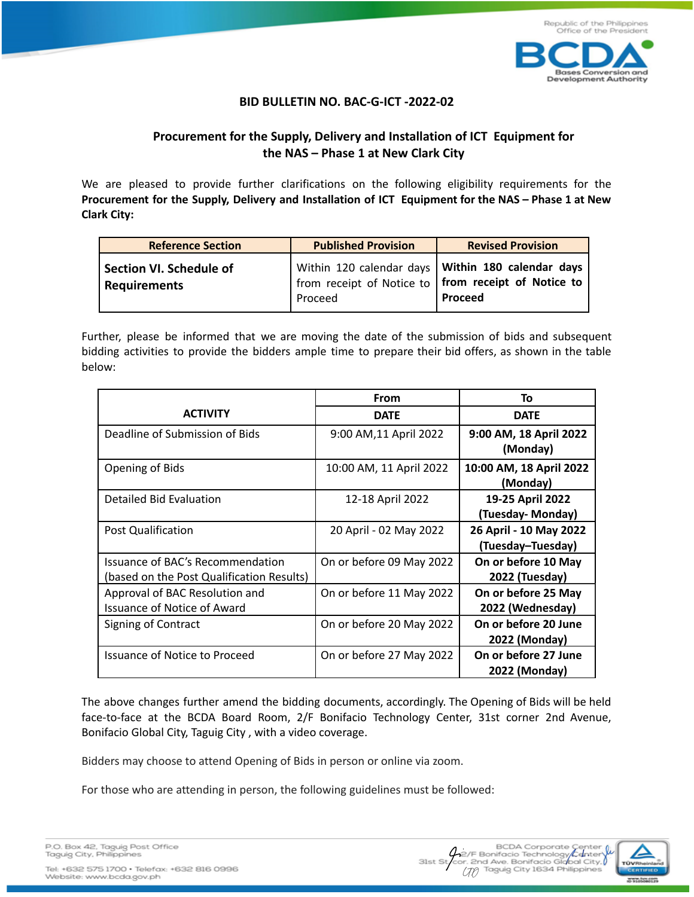## BID BULLETIN NO. BAC-G-ICT -2022-02

### Procurement for the Supply, Delivery and Installation of ICT Equipment for the NAS – Phase 1 at New Clark City

We are pleased to provide further clarifications on the following eligibility requirements for the **Procurement for the Supply, Delivery and Installation of ICT Equipment for the NAS – Phase 1 at New Clark City:**

| Reference Section | Published Provision | Revised Provision |
|---|---|---|
| **Section VI. Schedule of Requirements** | Within 120 calendar days from receipt of Notice to Proceed | **Within 180 calendar days from receipt of Notice to Proceed** |

Further, please be informed that we are moving the date of the submission of bids and subsequent bidding activities to provide the bidders ample time to prepare their bid offers, as shown in the table below:

| ACTIVITY | From | To |
|---|---|---|
| | DATE | DATE |
| Deadline of Submission of Bids | 9:00 AM,11 April 2022 | **9:00 AM, 18 April 2022 (Monday)** |
| Opening of Bids | 10:00 AM, 11 April 2022 | **10:00 AM, 18 April 2022 (Monday)** |
| Detailed Bid Evaluation | 12-18 April 2022 | **19-25 April 2022 (Tuesday- Monday)** |
| Post Qualification | 20 April - 02 May 2022 | **26 April - 10 May 2022 (Tuesday–Tuesday)** |
| Issuance of BAC's Recommendation (based on the Post Qualification Results) | On or before 09 May 2022 | **On or before 10 May 2022 (Tuesday)** |
| Approval of BAC Resolution and Issuance of Notice of Award | On or before 11 May 2022 | **On or before 25 May 2022 (Wednesday)** |
| Signing of Contract | On or before 20 May 2022 | **On or before 20 June 2022 (Monday)** |
| Issuance of Notice to Proceed | On or before 27 May 2022 | **On or before 27 June 2022 (Monday)** |

The above changes further amend the bidding documents, accordingly. The Opening of Bids will be held face-to-face at the BCDA Board Room, 2/F Bonifacio Technology Center, 31st corner 2nd Avenue, Bonifacio Global City, Taguig City , with a video coverage.

Bidders may choose to attend Opening of Bids in person or online via zoom.

For those who are attending in person, the following guidelines must be followed: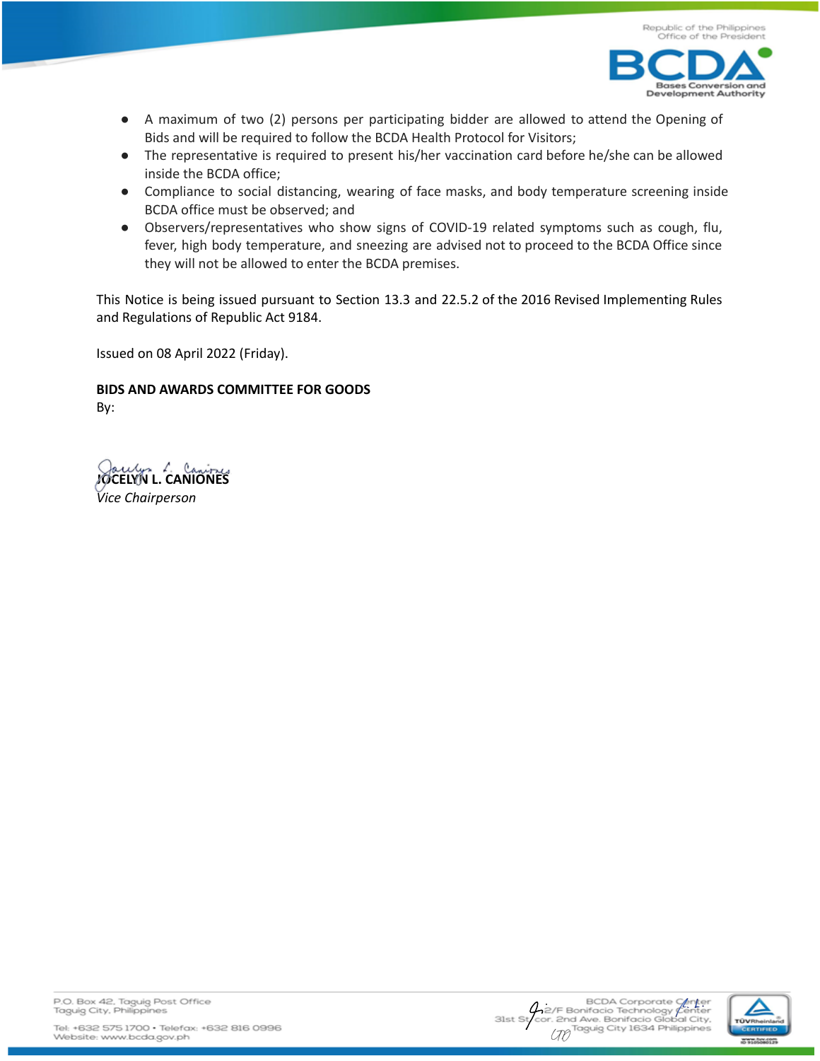- A maximum of two (2) persons per participating bidder are allowed to attend the Opening of Bids and will be required to follow the BCDA Health Protocol for Visitors;
- The representative is required to present his/her vaccination card before he/she can be allowed inside the BCDA office;
- Compliance to social distancing, wearing of face masks, and body temperature screening inside BCDA office must be observed; and
- Observers/representatives who show signs of COVID-19 related symptoms such as cough, flu, fever, high body temperature, and sneezing are advised not to proceed to the BCDA Office since they will not be allowed to enter the BCDA premises.

This Notice is being issued pursuant to Section 13.3 and 22.5.2 of the 2016 Revised Implementing Rules and Regulations of Republic Act 9184.

Issued on 08 April 2022 (Friday).

**BIDS AND AWARDS COMMITTEE FOR GOODS**
By:

**JOCELYN L. CANIONES**
*Vice Chairperson*